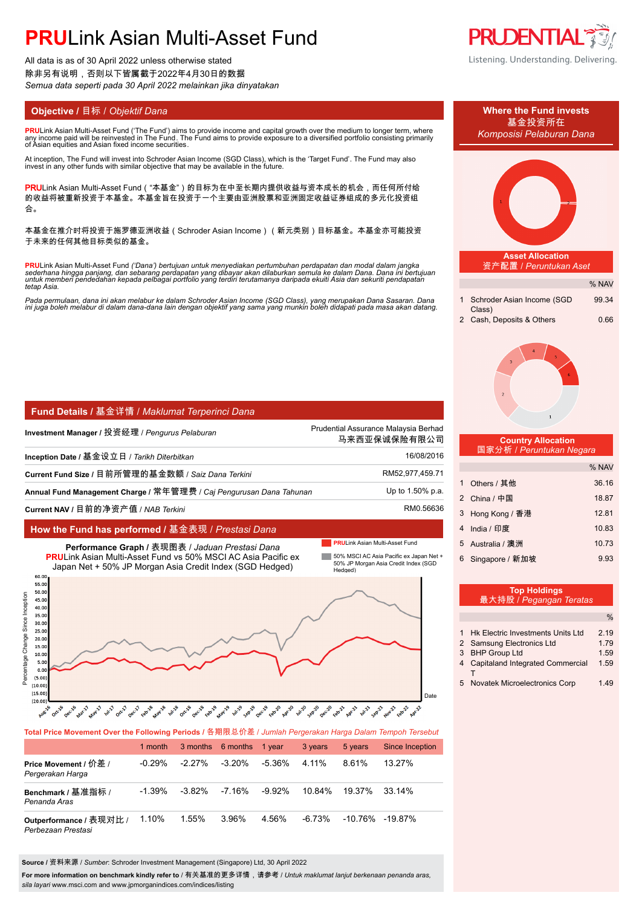# **PRU**Link Asian Multi-Asset Fund

All data is as of 30 April 2022 unless otherwise stated
除非另有说明，否则以下皆属截于2022年4月30日的数据
*Semua data seperti pada 30 April 2022 melainkan jika dinyatakan*

Listening. Understanding. Delivering.

## Objective / 目标 / *Objektif Dana*

**PRU**Link Asian Multi-Asset Fund ('The Fund') aims to provide income and capital growth over the medium to longer term, where any income paid will be reinvested in The Fund. The Fund aims to provide exposure to a diversified portfolio consisting primarily of Asian equities and Asian fixed income securities.

At inception, The Fund will invest into Schroder Asian Income (SGD Class), which is the 'Target Fund'. The Fund may also invest in any other funds with similar objective that may be available in the future.

**PRU**Link Asian Multi-Asset Fund（"本基金"）的目标为在中至长期内提供收益与资本成长的机会，而任何所付给的收益将被重新投资于本基金。本基金旨在投资于一个主要由亚洲股票和亚洲固定收益证券组成的多元化投资组合。

本基金在推介时将投资于施罗德亚洲收益（Schroder Asian Income）（新元类别）目标基金。本基金亦可能投资于未来的任何其他目标类似的基金。

**PRU**Link Asian Multi-Asset Fund *('Dana') bertujuan untuk menyediakan pertumbuhan perdapatan dan modal dalam jangka sederhana hingga panjang, dan sebarang perdapatan yang dibayar akan dilaburkan semula ke dalam Dana. Dana ini bertujuan untuk memberi pendedahan kepada pelbagai portfolio yang terdiri terutamanya daripada ekuiti Asia dan sekuriti pendapatan tetap Asia.*

*Pada permulaan, dana ini akan melabur ke dalam Schroder Asian Income (SGD Class), yang merupakan Dana Sasaran. Dana ini juga boleh melabur di dalam dana-dana lain dengan objektif yang sama yang munkin boleh didapati pada masa akan datang.*

## Fund Details / 基金详情 / *Maklumat Terperinci Dana*

| | |
|---|---|
| **Investment Manager** / 投资经理 / *Pengurus Pelaburan* | Prudential Assurance Malaysia Berhad 马来西亚保诚保险有限公司 |
| **Inception Date** / 基金设立日 / *Tarikh Diterbitkan* | 16/08/2016 |
| **Current Fund Size** / 目前所管理的基金数额 / *Saiz Dana Terkini* | RM52,977,459.71 |
| **Annual Fund Management Charge** / 常年管理费 / *Caj Pengurusan Dana Tahunan* | Up to 1.50% p.a. |
| **Current NAV** / 目前的净资产值 / *NAB Terkini* | RM0.56636 |

## How the Fund has performed / 基金表现 / *Prestasi Dana*

**Performance Graph** / 表现图表 / *Jaduan Prestasi Dana*
**PRU**Link Asian Multi-Asset Fund vs 50% MSCI AC Asia Pacific ex Japan Net + 50% JP Morgan Asia Credit Index (SGD Hedged)

**Total Price Movement Over the Following Periods** / 各期限总价差 / *Jumlah Pergerakan Harga Dalam Tempoh Tersebut*

| | 1 month | 3 months | 6 months | 1 year | 3 years | 5 years | Since Inception |
|---|---|---|---|---|---|---|---|
| **Price Movement** / 价差 / *Pergerakan Harga* | -0.29% | -2.27% | -3.20% | -5.36% | 4.11% | 8.61% | 13.27% |
| **Benchmark** / 基准指标 / *Penanda Aras* | -1.39% | -3.82% | -7.16% | -9.92% | 10.84% | 19.37% | 33.14% |
| **Outperformance** / 表现对比 / *Perbezaan Prestasi* | 1.10% | 1.55% | 3.96% | 4.56% | -6.73% | -10.76% | -19.87% |

**Source** / 资料来源 / *Sumber*: Schroder Investment Management (Singapore) Ltd, 30 April 2022

**For more information on benchmark kindly refer to** / 有关基准的更多详情，请参考 / *Untuk maklumat lanjut berkenaan penanda aras, sila layari* www.msci.com and www.jpmorganindices.com/indices/listing

## Where the Fund invests / 基金投资所在 / *Komposisi Pelaburan Dana*

### Asset Allocation / 资产配置 / *Peruntukan Aset*

| | | % NAV |
|---|---|---|
| 1 | Schroder Asian Income (SGD Class) | 99.34 |
| 2 | Cash, Deposits & Others | 0.66 |

### Country Allocation / 国家分析 / *Peruntukan Negara*

| | | % NAV |
|---|---|---|
| 1 | Others / 其他 | 36.16 |
| 2 | China / 中国 | 18.87 |
| 3 | Hong Kong / 香港 | 12.81 |
| 4 | India / 印度 | 10.83 |
| 5 | Australia / 澳洲 | 10.73 |
| 6 | Singapore / 新加坡 | 9.93 |

### Top Holdings / 最大持股 / *Pegangan Teratas*

| | | % |
|---|---|---|
| 1 | Hk Electric Investments Units Ltd | 2.19 |
| 2 | Samsung Electronics Ltd | 1.79 |
| 3 | BHP Group Ltd | 1.59 |
| 4 | Capitaland Integrated Commercial T | 1.59 |
| 5 | Novatek Microelectronics Corp | 1.49 |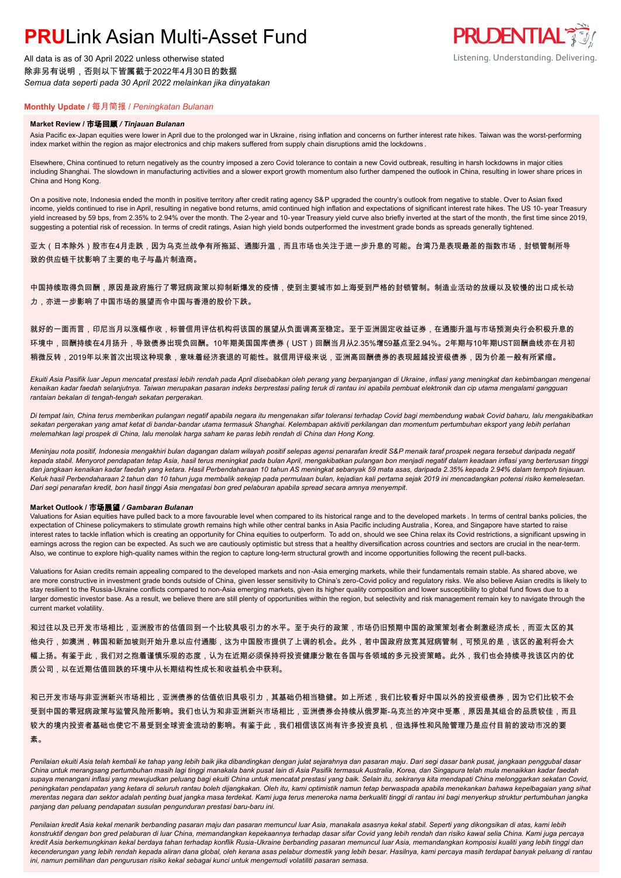# **PRU**Link Asian Multi-Asset Fund

All data is as of 30 April 2022 unless otherwise stated
除非另有说明，否则以下皆属截于2022年4月30日的数据
*Semua data seperti pada 30 April 2022 melainkan jika dinyatakan*

## **Monthly Update** / 每月简报 / *Peningkatan Bulanan*

### **Market Review / 市场回顾 / *Tinjauan Bulanan***

Asia Pacific ex-Japan equities were lower in April due to the prolonged war in Ukraine, rising inflation and concerns on further interest rate hikes. Taiwan was the worst-performing index market within the region as major electronics and chip makers suffered from supply chain disruptions amid the lockdowns.

Elsewhere, China continued to return negatively as the country imposed a zero Covid tolerance to contain a new Covid outbreak, resulting in harsh lockdowns in major cities including Shanghai. The slowdown in manufacturing activities and a slower export growth momentum also further dampened the outlook in China, resulting in lower share prices in China and Hong Kong.

On a positive note, Indonesia ended the month in positive territory after credit rating agency S&P upgraded the country's outlook from negative to stable. Over to Asian fixed income, yields continued to rise in April, resulting in negative bond returns, amid continued high inflation and expectations of significant interest rate hikes. The US 10-year Treasury yield increased by 59 bps, from 2.35% to 2.94% over the month. The 2-year and 10-year Treasury yield curve also briefly inverted at the start of the month, the first time since 2019, suggesting a potential risk of recession. In terms of credit ratings, Asian high yield bonds outperformed the investment grade bonds as spreads generally tightened.

亚太（日本除外）股市在4月走跌，因为乌克兰战争有所拖延、通膨升温，而且市场也关注于进一步升息的可能。台湾乃是表现最差的指数市场，封锁管制所导致的供应链干扰影响了主要的电子与晶片制造商。

中国持续取得负回酬，原因是政府施行了零冠病政策以抑制新爆发的疫情，使到主要城市如上海受到严格的封锁管制。制造业活动的放缓以及较慢的出口成长动力，亦进一步影响了中国市场的展望而令中国与香港的股价下跌。

就好的一面而言，印尼当月以涨幅作收，标普信用评估机构将该国的展望从负面调高至稳定。至于亚洲固定收益证券，在通膨升温与市场预测央行会积极升息的环境中，回酬持续在4月扬升，导致债券出现负回酬。10年期美国国库债券（UST）回酬当月从2.35%增59基点至2.94%。2年期与10年期UST回酬曲线亦在月初稍微反转，2019年以来首次出现这种现象，意味着经济衰退的可能性。就信用评级来说，亚洲高回酬债券的表现超越投资级债券，因为价差一般有所紧缩。

*Ekuiti Asia Pasifik luar Jepun mencatat prestasi lebih rendah pada April disebabkan oleh perang yang berpanjangan di Ukraine, inflasi yang meningkat dan kebimbangan mengenai kenaikan kadar faedah selanjutnya. Taiwan merupakan pasaran indeks berprestasi paling teruk di rantau ini apabila pembuat elektronik dan cip utama mengalami gangguan rantaian bekalan di tengah-tengah sekatan pergerakan.*

*Di tempat lain, China terus memberikan pulangan negatif apabila negara itu mengenakan sifar toleransi terhadap Covid bagi membendung wabak Covid baharu, lalu mengakibatkan sekatan pergerakan yang amat ketat di bandar-bandar utama termasuk Shanghai. Kelembapan aktiviti perkilangan dan momentum pertumbuhan eksport yang lebih perlahan melemahkan lagi prospek di China, lalu menolak harga saham ke paras lebih rendah di China dan Hong Kong.*

*Meninjau nota positif, Indonesia mengakhiri bulan dagangan dalam wilayah positif selepas agensi penarafan kredit S&P menaik taraf prospek negara tersebut daripada negatif kepada stabil. Menyorot pendapatan tetap Asia, hasil terus meningkat pada bulan April, mengakibatkan pulangan bon menjadi negatif dalam keadaan inflasi yang berterusan tinggi dan jangkaan kenaikan kadar faedah yang ketara. Hasil Perbendaharaan 10 tahun AS meningkat sebanyak 59 mata asas, daripada 2.35% kepada 2.94% dalam tempoh tinjauan. Keluk hasil Perbendaharaan 2 tahun dan 10 tahun juga membalik sekejap pada permulaan bulan, kejadian kali pertama sejak 2019 ini mencadangkan potensi risiko kemelesetan. Dari segi penarafan kredit, bon hasil tinggi Asia mengatasi bon gred pelaburan apabila spread secara amnya menyempit.*

### **Market Outlook / 市场展望 / *Gambaran Bulanan***

Valuations for Asian equities have pulled back to a more favourable level when compared to its historical range and to the developed markets. In terms of central banks policies, the expectation of Chinese policymakers to stimulate growth remains high while other central banks in Asia Pacific including Australia, Korea, and Singapore have started to raise interest rates to tackle inflation which is creating an opportunity for China equities to outperform. To add on, should we see China relax its Covid restrictions, a significant upswing in earnings across the region can be expected. As such we are cautiously optimistic but stress that a healthy diversification across countries and sectors are crucial in the near-term. Also, we continue to explore high-quality names within the region to capture long-term structural growth and income opportunities following the recent pull-backs.

Valuations for Asian credits remain appealing compared to the developed markets and non-Asia emerging markets, while their fundamentals remain stable. As shared above, we are more constructive in investment grade bonds outside of China, given lesser sensitivity to China's zero-Covid policy and regulatory risks. We also believe Asian credits is likely to stay resilient to the Russia-Ukraine conflicts compared to non-Asia emerging markets, given its higher quality composition and lower susceptibility to global fund flows due to a larger domestic investor base. As a result, we believe there are still plenty of opportunities within the region, but selectivity and risk management remain key to navigate through the current market volatility.

和过往以及已开发市场相比，亚洲股市的估值回到一个比较具吸引力的水平。至于央行的政策，市场仍旧预期中国的政策策划者会刺激经济成长，而亚太区的其他央行，如澳洲，韩国和新加坡则开始升息以应付通膨，这为中国股市提供了上调的机会。此外，若中国政府放宽其冠病管制，可预见的是，该区的盈利将会大幅上扬。有鉴于此，我们对之抱着谨慎乐观的态度，认为在近期必须保持将投资健康分散在各国与各领域的多元投资策略。此外，我们也会持续寻找该区内的优质公司，以在近期估值回跌的环境中从长期结构性成长和收益机会中获利。

和已开发市场与非亚洲新兴市场相比，亚洲债券的估值依旧具吸引力，其基础仍相当稳健。如上所述，我们比较看好中国以外的投资级债券，因为它们比较不会受到中国的零冠病政策与监管风险所影响。我们也认为和非亚洲新兴市场相比，亚洲债券会持续从俄罗斯-乌克兰的冲突中受惠，原因是其组合的品质较佳，而且较大的境内投资者基础也使它不易受到全球资金流动的影响。有鉴于此，我们相信该区尚有许多投资良机，但选择性和风险管理乃是应付目前的波动市况的要素。

*Penilaian ekuiti Asia telah kembali ke tahap yang lebih baik jika dibandingkan dengan julat sejarahnya dan pasaran maju. Dari segi dasar bank pusat, jangkaan penggubal dasar China untuk merangsang pertumbuhan masih lagi tinggi manakala bank pusat lain di Asia Pasifik termasuk Australia, Korea, dan Singapura telah mula menaikkan kadar faedah supaya menangani inflasi yang mewujudkan peluang bagi ekuiti China untuk mencatat prestasi yang baik. Selain itu, sekiranya kita mendapati China melonggarkan sekatan Covid, peningkatan pendapatan yang ketara di seluruh rantau boleh dijangkakan. Oleh itu, kami optimistik namun tetap berwaspada apabila menekankan bahawa kepelbagaian yang sihat merentas negara dan sektor adalah penting buat jangka masa terdekat. Kami juga terus meneroka nama berkualiti tinggi di rantau ini bagi menyerkup struktur pertumbuhan jangka panjang dan peluang pendapatan susulan pengunduran prestasi baru-baru ini.*

*Penilaian kredit Asia kekal menarik berbanding pasaran maju dan pasaran memuncul luar Asia, manakala asasnya kekal stabil. Seperti yang dikongsikan di atas, kami lebih konstruktif dengan bon gred pelaburan di luar China, memandangkan kepekaannya terhadap dasar sifar Covid yang lebih rendah dan risiko kawal selia China. Kami juga percaya kredit Asia berkemungkinan kekal berdaya tahan terhadap konflik Rusia-Ukraine berbanding pasaran memuncul luar Asia, memandangkan komposisi kualiti yang lebih tinggi dan kecenderungan yang lebih rendah kepada aliran dana global, oleh kerana asas pelabur domestik yang lebih besar. Hasilnya, kami percaya masih terdapat banyak peluang di rantau ini, namun pemilihan dan pengurusan risiko kekal sebagai kunci untuk mengemudi volatiliti pasaran semasa.*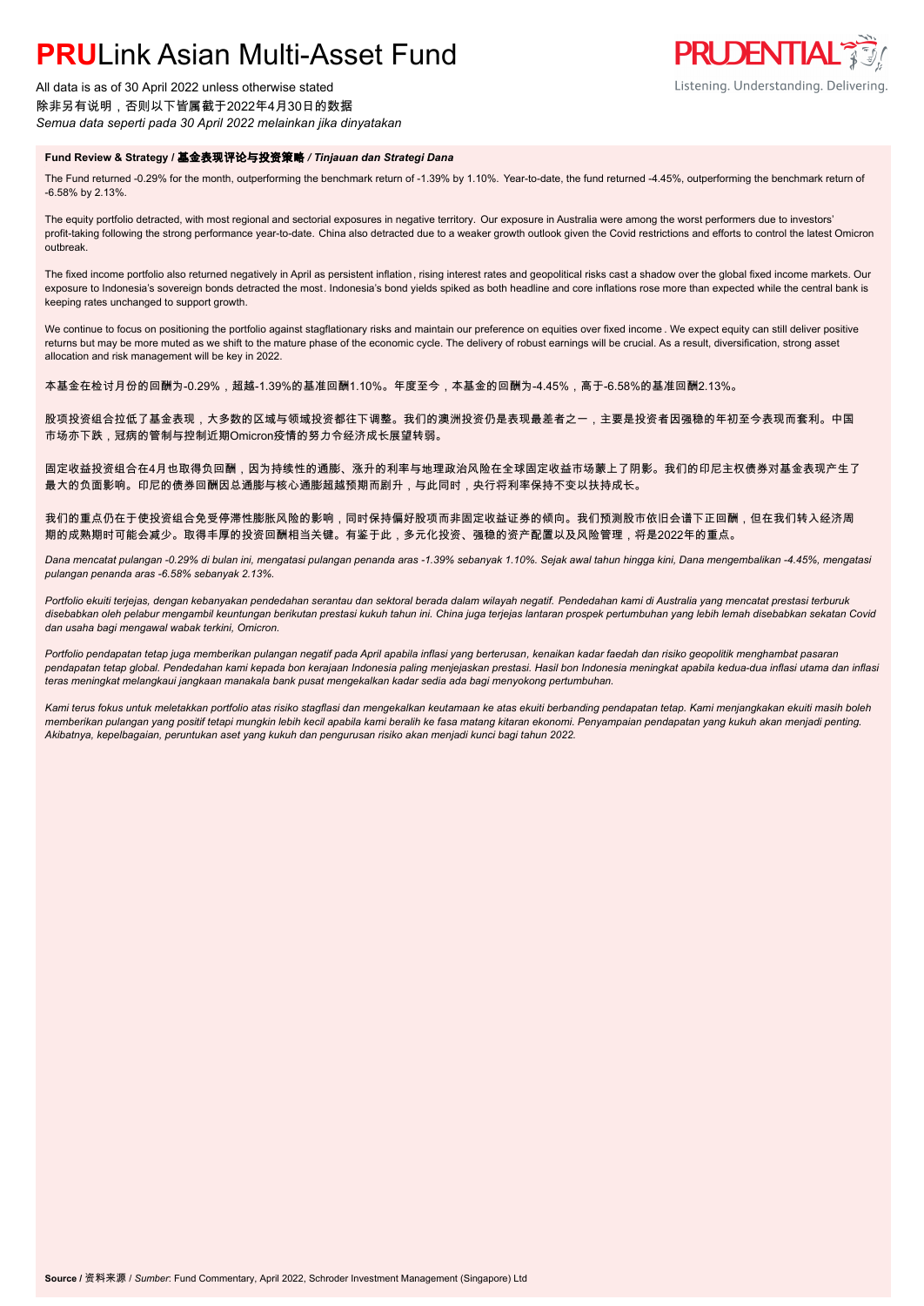# **PRU**Link Asian Multi-Asset Fund

All data is as of 30 April 2022 unless otherwise stated
除非另有说明，否则以下皆属截于2022年4月30日的数据
*Semua data seperti pada 30 April 2022 melainkan jika dinyatakan*

**Fund Review & Strategy / 基金表现评论与投资策略 / *Tinjauan dan Strategi Dana***

The Fund returned -0.29% for the month, outperforming the benchmark return of -1.39% by 1.10%. Year-to-date, the fund returned -4.45%, outperforming the benchmark return of -6.58% by 2.13%.

The equity portfolio detracted, with most regional and sectorial exposures in negative territory. Our exposure in Australia were among the worst performers due to investors' profit-taking following the strong performance year-to-date. China also detracted due to a weaker growth outlook given the Covid restrictions and efforts to control the latest Omicron outbreak.

The fixed income portfolio also returned negatively in April as persistent inflation, rising interest rates and geopolitical risks cast a shadow over the global fixed income markets. Our exposure to Indonesia's sovereign bonds detracted the most. Indonesia's bond yields spiked as both headline and core inflations rose more than expected while the central bank is keeping rates unchanged to support growth.

We continue to focus on positioning the portfolio against stagflationary risks and maintain our preference on equities over fixed income. We expect equity can still deliver positive returns but may be more muted as we shift to the mature phase of the economic cycle. The delivery of robust earnings will be crucial. As a result, diversification, strong asset allocation and risk management will be key in 2022.

本基金在检讨月份的回酬为-0.29%，超越-1.39%的基准回酬1.10%。年度至今，本基金的回酬为-4.45%，高于-6.58%的基准回酬2.13%。

股项投资组合拉低了基金表现，大多数的区域与领域投资都往下调整。我们的澳洲投资仍是表现最差者之一，主要是投资者因强稳的年初至今表现而套利。中国市场亦下跌，冠病的管制与控制近期Omicron疫情的努力令经济成长展望转弱。

固定收益投资组合在4月也取得负回酬，因为持续性的通膨、涨升的利率与地理政治风险在全球固定收益市场蒙上了阴影。我们的印尼主权债券对基金表现产生了最大的负面影响。印尼的债券回酬因总通膨与核心通膨超越预期而剧升，与此同时，央行将利率保持不变以扶持成长。

我们的重点仍在于使投资组合免受停滞性膨胀风险的影响，同时保持偏好股项而非固定收益证券的倾向。我们预测股市依旧会谱下正回酬，但在我们转入经济周期的成熟期时可能会减少。取得丰厚的投资回酬相当关键。有鉴于此，多元化投资、强稳的资产配置以及风险管理，将是2022年的重点。

*Dana mencatat pulangan -0.29% di bulan ini, mengatasi pulangan penanda aras -1.39% sebanyak 1.10%. Sejak awal tahun hingga kini, Dana mengembalikan -4.45%, mengatasi pulangan penanda aras -6.58% sebanyak 2.13%.*

*Portfolio ekuiti terjejas, dengan kebanyakan pendedahan serantau dan sektoral berada dalam wilayah negatif. Pendedahan kami di Australia yang mencatat prestasi terburuk disebabkan oleh pelabur mengambil keuntungan berikutan prestasi kukuh tahun ini. China juga terjejas lantaran prospek pertumbuhan yang lebih lemah disebabkan sekatan Covid dan usaha bagi mengawal wabak terkini, Omicron.*

*Portfolio pendapatan tetap juga memberikan pulangan negatif pada April apabila inflasi yang berterusan, kenaikan kadar faedah dan risiko geopolitik menghambat pasaran pendapatan tetap global. Pendedahan kami kepada bon kerajaan Indonesia paling menjejaskan prestasi. Hasil bon Indonesia meningkat apabila kedua-dua inflasi utama dan inflasi teras meningkat melangkaui jangkaan manakala bank pusat mengekalkan kadar sedia ada bagi menyokong pertumbuhan.*

*Kami terus fokus untuk meletakkan portfolio atas risiko stagflasi dan mengekalkan keutamaan ke atas ekuiti berbanding pendapatan tetap. Kami menjangkakan ekuiti masih boleh memberikan pulangan yang positif tetapi mungkin lebih kecil apabila kami beralih ke fasa matang kitaran ekonomi. Penyampaian pendapatan yang kukuh akan menjadi penting. Akibatnya, kepelbagaian, peruntukan aset yang kukuh dan pengurusan risiko akan menjadi kunci bagi tahun 2022.*

**Source** / 资料来源 / *Sumber*: Fund Commentary, April 2022, Schroder Investment Management (Singapore) Ltd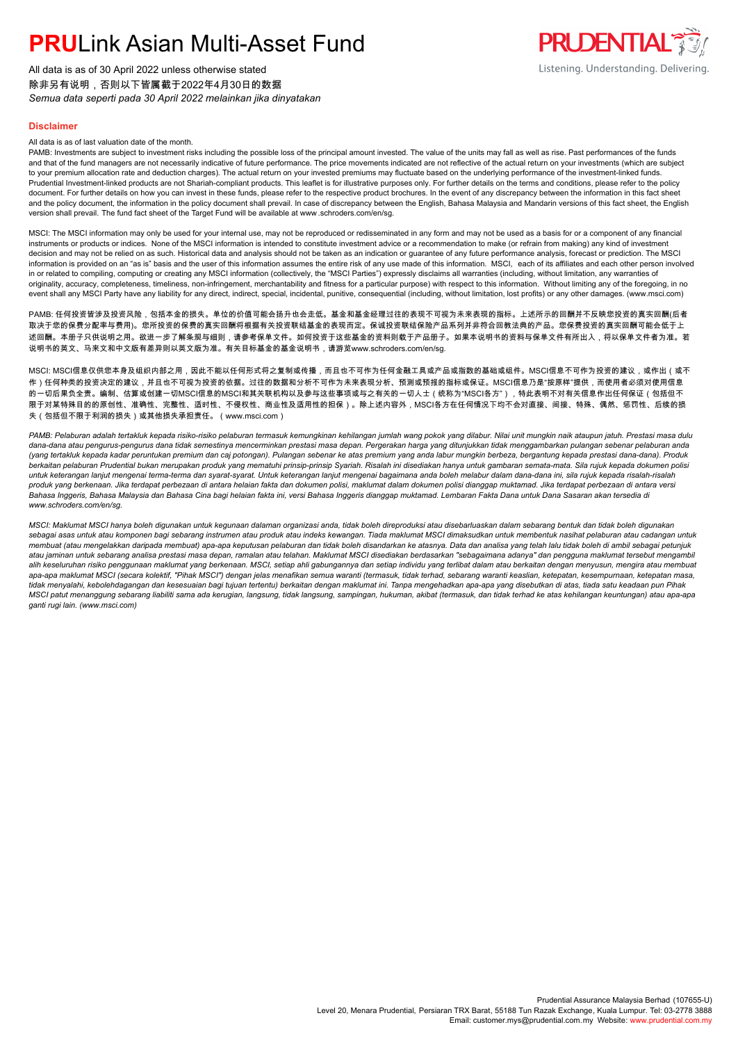# **PRU**Link Asian Multi-Asset Fund

All data is as of 30 April 2022 unless otherwise stated
除非另有说明，否则以下皆属截于2022年4月30日的数据
*Semua data seperti pada 30 April 2022 melainkan jika dinyatakan*

PRUDENTIAL
Listening. Understanding. Delivering.

## Disclaimer

All data is as of last valuation date of the month.

PAMB: Investments are subject to investment risks including the possible loss of the principal amount invested. The value of the units may fall as well as rise. Past performances of the funds and that of the fund managers are not necessarily indicative of future performance. The price movements indicated are not reflective of the actual return on your investments (which are subject to your premium allocation rate and deduction charges). The actual return on your invested premiums may fluctuate based on the underlying performance of the investment-linked funds. Prudential Investment-linked products are not Shariah-compliant products. This leaflet is for illustrative purposes only. For further details on the terms and conditions, please refer to the policy document. For further details on how you can invest in these funds, please refer to the respective product brochures. In the event of any discrepancy between the information in this fact sheet and the policy document, the information in the policy document shall prevail. In case of discrepancy between the English, Bahasa Malaysia and Mandarin versions of this fact sheet, the English version shall prevail. The fund fact sheet of the Target Fund will be available at www .schroders.com/en/sg.

MSCI: The MSCI information may only be used for your internal use, may not be reproduced or redisseminated in any form and may not be used as a basis for or a component of any financial instruments or products or indices. None of the MSCI information is intended to constitute investment advice or a recommendation to make (or refrain from making) any kind of investment decision and may not be relied on as such. Historical data and analysis should not be taken as an indication or guarantee of any future performance analysis, forecast or prediction. The MSCI information is provided on an "as is" basis and the user of this information assumes the entire risk of any use made of this information. MSCI, each of its affiliates and each other person involved in or related to compiling, computing or creating any MSCI information (collectively, the "MSCI Parties") expressly disclaims all warranties (including, without limitation, any warranties of originality, accuracy, completeness, timeliness, non-infringement, merchantability and fitness for a particular purpose) with respect to this information. Without limiting any of the foregoing, in no event shall any MSCI Party have any liability for any direct, indirect, special, incidental, punitive, consequential (including, without limitation, lost profits) or any other damages. (www.msci.com)

PAMB: 任何投资皆涉及投资风险，包括本金的损失。单位的价值可能会扬升也会走低。基金和基金经理过往的表现不可视为未来表现的指标。上述所示的回酬并不反映您投资的真实回酬(后者取决于您的保费分配率与费用)。您所投资的保费的真实回酬将根据有关投资联结基金的表现而定。保诚投资联结保险产品系列并非符合回教法典的产品。您保费投资的真实回酬可能会低于上述回酬。本册子只供说明之用。欲进一步了解条规与细则，请参考保单文件。如何投资于这些基金的资料则载于产品册子。如果本说明书的资料与保单文件有所出入，将以保单文件者为准。若说明书的英文、马来文和中文版有差异则以英文版为准。有关目标基金的基金说明书，请游览www.schroders.com/en/sg.

MSCI: MSCI信息仅供您本身及组织内部之用，因此不能以任何形式将之复制或传播，而且也不可作为任何金融工具或产品或指数的基础或组件。MSCI信息不可作为投资的建议，或作出（或不作）任何种类的投资决定的建议，并且也不可视为投资的依据。过往的数据和分析不可作为未来表现分析、预测或预报的指标或保证。MSCI信息乃是"按原样"提供，而使用者必须对使用信息的一切后果负全责。编制、估算或创建一切MSCI信息的MSCI和其关联机构以及参与这些事项或与之有关的一切人士（统称为"MSCI各方"），特此表明不对有关信息作出任何保证（包括但不限于对某特殊目的的原创性、准确性、完整性、适时性、不侵权性、商业性及适用性的担保）。除上述内容外，MSCI各方在任何情况下均不会对直接、间接、特殊、偶然、惩罚性、后续的损失（包括但不限于利润的损失）或其他损失承担责任。（www.msci.com）

*PAMB: Pelaburan adalah tertakluk kepada risiko-risiko pelaburan termasuk kemungkinan kehilangan jumlah wang pokok yang dilabur. Nilai unit mungkin naik ataupun jatuh. Prestasi masa dulu dana-dana atau pengurus-pengurus dana tidak semestinya mencerminkan prestasi masa depan. Pergerakan harga yang ditunjukkan tidak menggambarkan pulangan sebenar pelaburan anda (yang tertakluk kepada kadar peruntukan premium dan caj potongan). Pulangan sebenar ke atas premium yang anda labur mungkin berbeza, bergantung kepada prestasi dana-dana). Produk berkaitan pelaburan Prudential bukan merupakan produk yang mematuhi prinsip-prinsip Syariah. Risalah ini disediakan hanya untuk gambaran semata-mata. Sila rujuk kepada dokumen polisi untuk keterangan lanjut mengenai terma-terma dan syarat-syarat. Untuk keterangan lanjut mengenai bagaimana anda boleh melabur dalam dana-dana ini, sila rujuk kepada risalah-risalah produk yang berkenaan. Jika terdapat perbezaan di antara helaian fakta dan dokumen polisi, maklumat dalam dokumen polisi dianggap muktamad. Jika terdapat perbezaan di antara versi Bahasa Inggeris, Bahasa Malaysia dan Bahasa Cina bagi helaian fakta ini, versi Bahasa Inggeris dianggap muktamad. Lembaran Fakta Dana untuk Dana Sasaran akan tersedia di www.schroders.com/en/sg.*

*MSCI: Maklumat MSCI hanya boleh digunakan untuk kegunaan dalaman organizasi anda, tidak boleh direproduksi atau disebarluaskan dalam sebarang bentuk dan tidak boleh digunakan sebagai asas untuk atau komponen bagi sebarang instrumen atau produk atau indeks kewangan. Tiada maklumat MSCI dimaksudkan untuk membentuk nasihat pelaburan atau cadangan untuk membuat (atau mengelakkan daripada membuat) apa-apa keputusan pelaburan dan tidak boleh disandarkan ke atasnya. Data dan analisa yang telah lalu tidak boleh di ambil sebagai petunjuk atau jaminan untuk sebarang analisa prestasi masa depan, ramalan atau telahan. Maklumat MSCI disediakan berdasarkan "sebagaimana adanya" dan pengguna maklumat tersebut mengambil alih keseluruhan risiko penggunaan maklumat yang berkenaan. MSCI, setiap ahli gabungannya dan setiap individu yang terlibat dalam atau berkaitan dengan menyusun, mengira atau membuat apa-apa maklumat MSCI (secara kolektif, "Pihak MSCI") dengan jelas menafikan semua waranti (termasuk, tidak terhad, sebarang waranti keaslian, ketepatan, kesempurnaan, ketepatan masa, tidak menyalahi, kebolehdagangan dan kesesuaian bagi tujuan tertentu) berkaitan dengan maklumat ini. Tanpa mengehadkan apa-apa yang disebutkan di atas, tiada satu keadaan pun Pihak MSCI patut menanggung sebarang liabiliti sama ada kerugian, langsung, tidak langsung, sampingan, hukuman, akibat (termasuk, dan tidak terhad ke atas kehilangan keuntungan) atau apa-apa ganti rugi lain. (www.msci.com)*

Prudential Assurance Malaysia Berhad (107655-U)
Level 20, Menara Prudential, Persiaran TRX Barat, 55188 Tun Razak Exchange, Kuala Lumpur. Tel: 03-2778 3888
Email: customer.mys@prudential.com.my Website: www.prudential.com.my